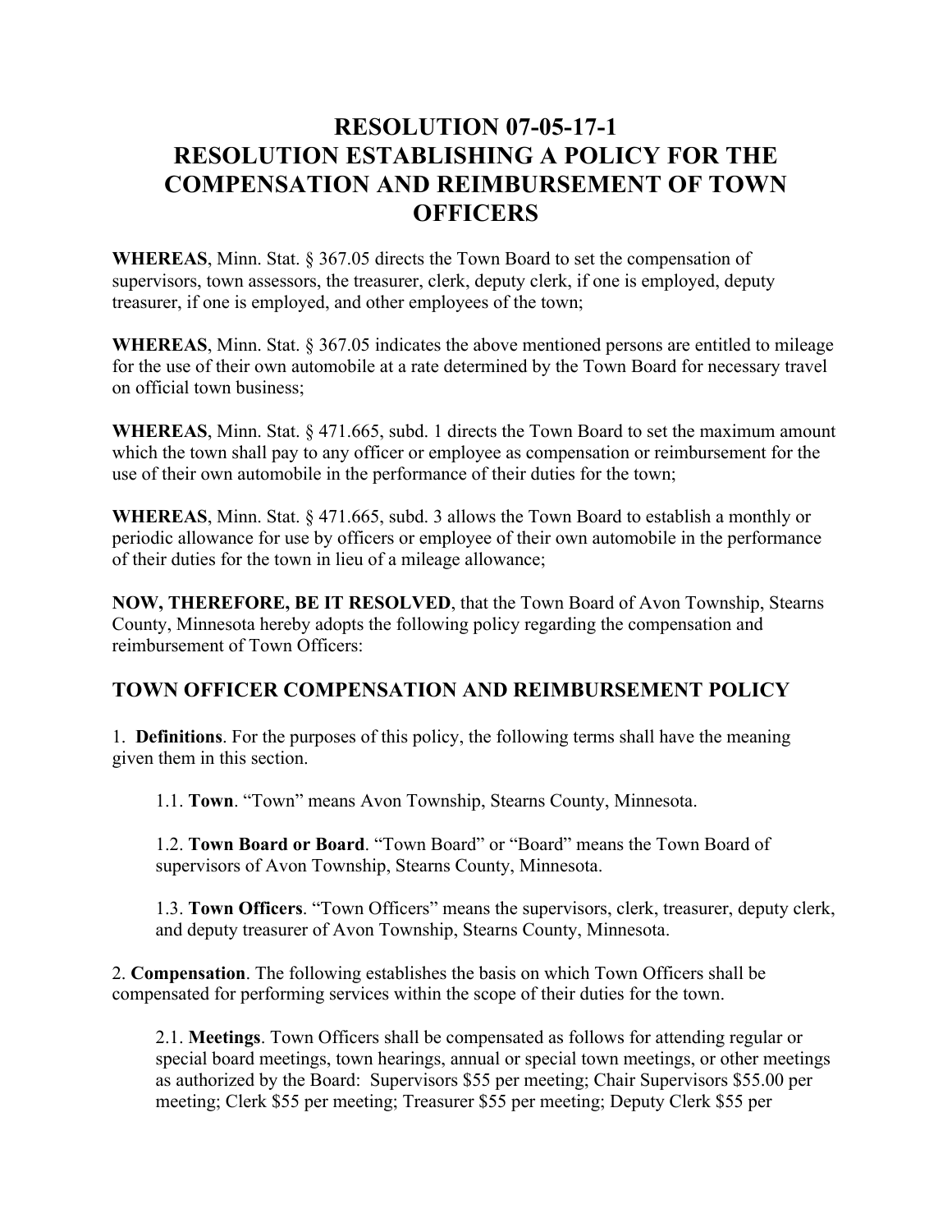# RESOLUTION 07-05-17-1
# RESOLUTION ESTABLISHING A POLICY FOR THE COMPENSATION AND REIMBURSEMENT OF TOWN OFFICERS

**WHEREAS**, Minn. Stat. § 367.05 directs the Town Board to set the compensation of supervisors, town assessors, the treasurer, clerk, deputy clerk, if one is employed, deputy treasurer, if one is employed, and other employees of the town;

**WHEREAS**, Minn. Stat. § 367.05 indicates the above mentioned persons are entitled to mileage for the use of their own automobile at a rate determined by the Town Board for necessary travel on official town business;

**WHEREAS**, Minn. Stat. § 471.665, subd. 1 directs the Town Board to set the maximum amount which the town shall pay to any officer or employee as compensation or reimbursement for the use of their own automobile in the performance of their duties for the town;

**WHEREAS**, Minn. Stat. § 471.665, subd. 3 allows the Town Board to establish a monthly or periodic allowance for use by officers or employee of their own automobile in the performance of their duties for the town in lieu of a mileage allowance;

**NOW, THEREFORE, BE IT RESOLVED**, that the Town Board of Avon Township, Stearns County, Minnesota hereby adopts the following policy regarding the compensation and reimbursement of Town Officers:

## TOWN OFFICER COMPENSATION AND REIMBURSEMENT POLICY

1. **Definitions**. For the purposes of this policy, the following terms shall have the meaning given them in this section.

   1.1. **Town**. "Town" means Avon Township, Stearns County, Minnesota.

   1.2. **Town Board or Board**. "Town Board" or "Board" means the Town Board of supervisors of Avon Township, Stearns County, Minnesota.

   1.3. **Town Officers**. "Town Officers" means the supervisors, clerk, treasurer, deputy clerk, and deputy treasurer of Avon Township, Stearns County, Minnesota.

2. **Compensation**. The following establishes the basis on which Town Officers shall be compensated for performing services within the scope of their duties for the town.

   2.1. **Meetings**. Town Officers shall be compensated as follows for attending regular or special board meetings, town hearings, annual or special town meetings, or other meetings as authorized by the Board: Supervisors $55 per meeting; Chair Supervisors $55.00 per meeting; Clerk $55 per meeting; Treasurer $55 per meeting; Deputy Clerk $55 per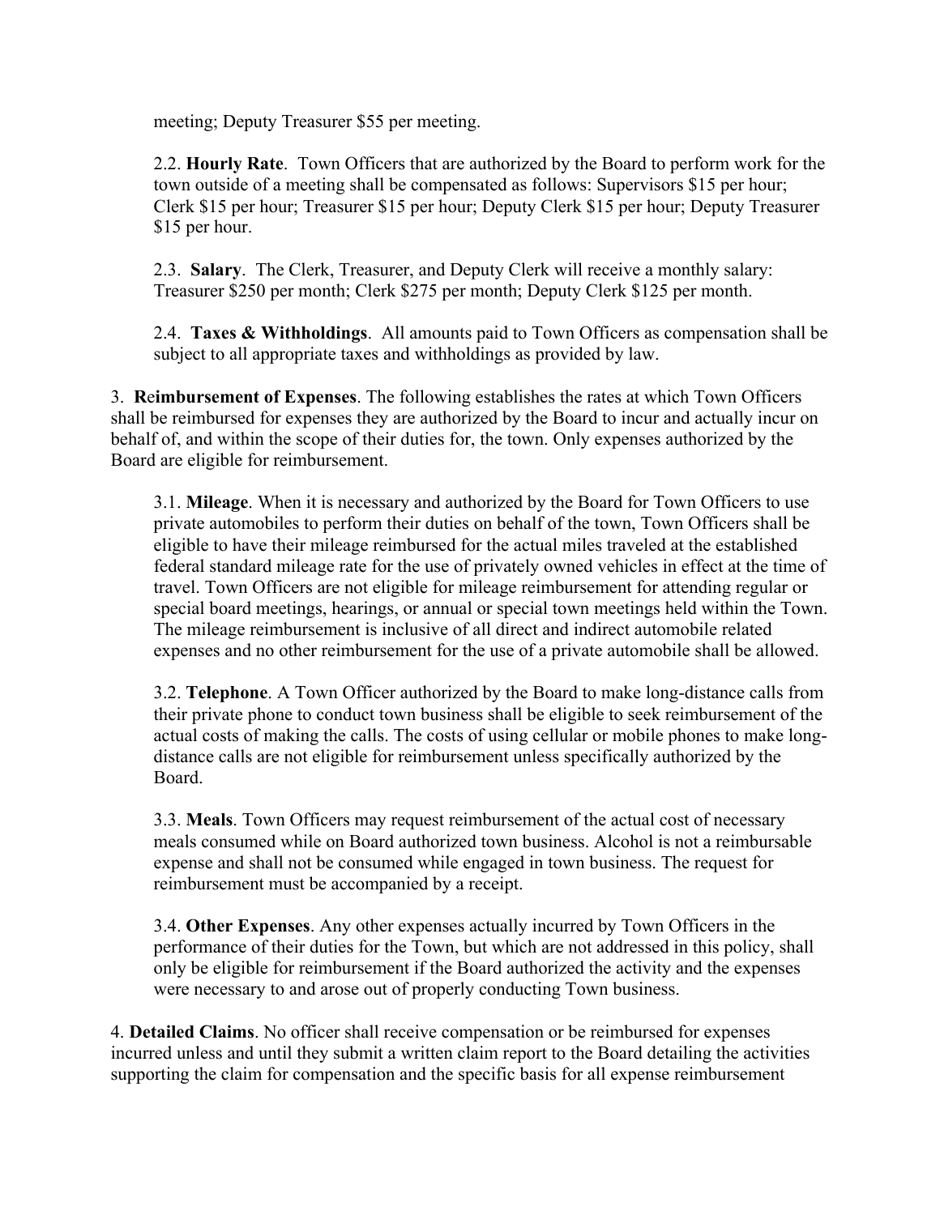meeting; Deputy Treasurer $55 per meeting.

2.2. **Hourly Rate**. Town Officers that are authorized by the Board to perform work for the town outside of a meeting shall be compensated as follows: Supervisors $15 per hour; Clerk $15 per hour; Treasurer $15 per hour; Deputy Clerk $15 per hour; Deputy Treasurer $15 per hour.

2.3. **Salary**. The Clerk, Treasurer, and Deputy Clerk will receive a monthly salary: Treasurer $250 per month; Clerk $275 per month; Deputy Clerk $125 per month.

2.4. **Taxes & Withholdings**. All amounts paid to Town Officers as compensation shall be subject to all appropriate taxes and withholdings as provided by law.

3. **Reimbursement of Expenses**. The following establishes the rates at which Town Officers shall be reimbursed for expenses they are authorized by the Board to incur and actually incur on behalf of, and within the scope of their duties for, the town. Only expenses authorized by the Board are eligible for reimbursement.

3.1. **Mileage**. When it is necessary and authorized by the Board for Town Officers to use private automobiles to perform their duties on behalf of the town, Town Officers shall be eligible to have their mileage reimbursed for the actual miles traveled at the established federal standard mileage rate for the use of privately owned vehicles in effect at the time of travel. Town Officers are not eligible for mileage reimbursement for attending regular or special board meetings, hearings, or annual or special town meetings held within the Town. The mileage reimbursement is inclusive of all direct and indirect automobile related expenses and no other reimbursement for the use of a private automobile shall be allowed.

3.2. **Telephone**. A Town Officer authorized by the Board to make long-distance calls from their private phone to conduct town business shall be eligible to seek reimbursement of the actual costs of making the calls. The costs of using cellular or mobile phones to make long-distance calls are not eligible for reimbursement unless specifically authorized by the Board.

3.3. **Meals**. Town Officers may request reimbursement of the actual cost of necessary meals consumed while on Board authorized town business. Alcohol is not a reimbursable expense and shall not be consumed while engaged in town business. The request for reimbursement must be accompanied by a receipt.

3.4. **Other Expenses**. Any other expenses actually incurred by Town Officers in the performance of their duties for the Town, but which are not addressed in this policy, shall only be eligible for reimbursement if the Board authorized the activity and the expenses were necessary to and arose out of properly conducting Town business.

4. **Detailed Claims**. No officer shall receive compensation or be reimbursed for expenses incurred unless and until they submit a written claim report to the Board detailing the activities supporting the claim for compensation and the specific basis for all expense reimbursement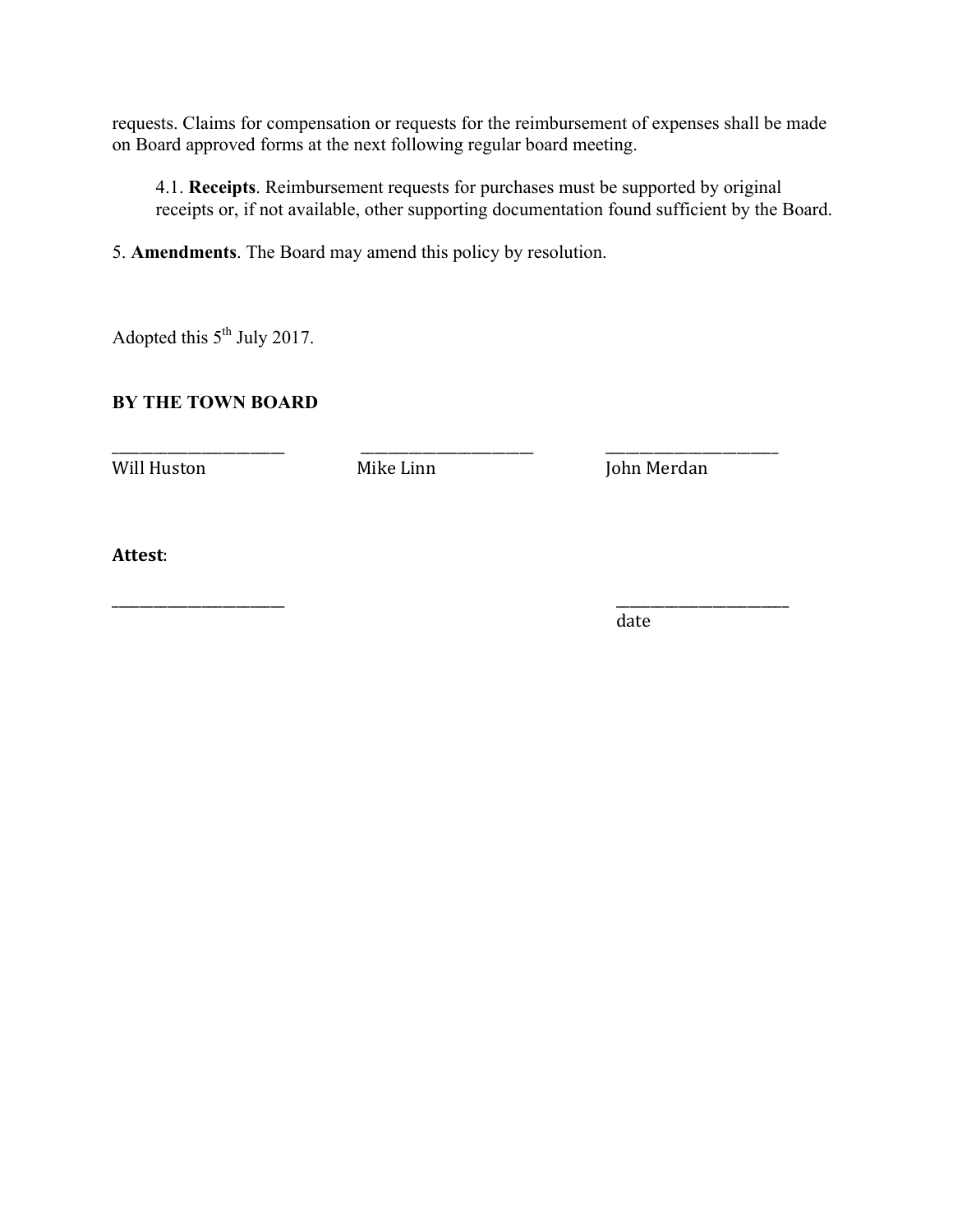requests. Claims for compensation or requests for the reimbursement of expenses shall be made on Board approved forms at the next following regular board meeting.

4.1. **Receipts**. Reimbursement requests for purchases must be supported by original receipts or, if not available, other supporting documentation found sufficient by the Board.

5. **Amendments**. The Board may amend this policy by resolution.

Adopted this 5th July 2017.

**BY THE TOWN BOARD**

| | | |
|---|---|---|
| ____________________ | ____________________ | ____________________ |
| Will Huston | Mike Linn | John Merdan |

**Attest**:

| | |
|---|---|
| ____________________ | ____________________ |
| | date |